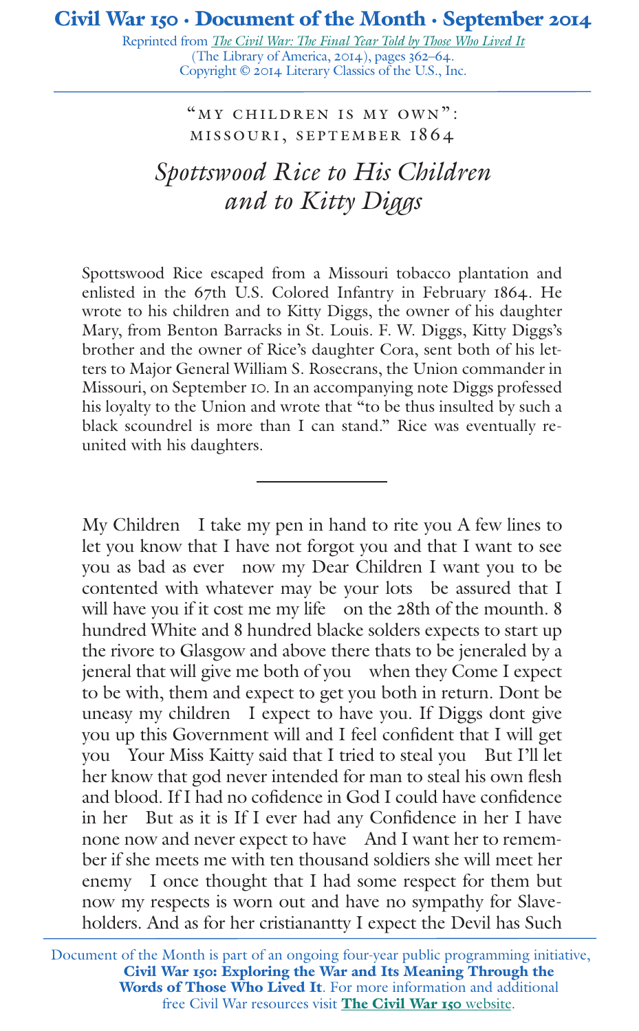# Civil War 150 · Document of the Month · September 2014

Reprinted from *The Civil War: The Final Year Told by Those Who Lived It* (The Library of America, 2014), pages 362–64.
Copyright © 2014 Literary Classics of the U.S., Inc.

## "MY CHILDREN IS MY OWN": MISSOURI, SEPTEMBER 1864

## *Spottswood Rice to His Children and to Kitty Diggs*

Spottswood Rice escaped from a Missouri tobacco plantation and enlisted in the 67th U.S. Colored Infantry in February 1864. He wrote to his children and to Kitty Diggs, the owner of his daughter Mary, from Benton Barracks in St. Louis. F. W. Diggs, Kitty Diggs's brother and the owner of Rice's daughter Cora, sent both of his letters to Major General William S. Rosecrans, the Union commander in Missouri, on September 10. In an accompanying note Diggs professed his loyalty to the Union and wrote that "to be thus insulted by such a black scoundrel is more than I can stand." Rice was eventually reunited with his daughters.

---

My Children I take my pen in hand to rite you A few lines to let you know that I have not forgot you and that I want to see you as bad as ever now my Dear Children I want you to be contented with whatever may be your lots be assured that I will have you if it cost me my life on the 28th of the mounth. 8 hundred White and 8 hundred blacke solders expects to start up the rivore to Glasgow and above there thats to be jeneraled by a jeneral that will give me both of you when they Come I expect to be with, them and expect to get you both in return. Dont be uneasy my children I expect to have you. If Diggs dont give you up this Government will and I feel confident that I will get you Your Miss Kaitty said that I tried to steal you But I'll let her know that god never intended for man to steal his own flesh and blood. If I had no cofidence in God I could have confidence in her But as it is If I ever had any Confidence in her I have none now and never expect to have And I want her to remember if she meets me with ten thousand soldiers she will meet her enemy I once thought that I had some respect for them but now my respects is worn out and have no sympathy for Slaveholders. And as for her cristianantty I expect the Devil has Such

Document of the Month is part of an ongoing four-year public programming initiative, **Civil War 150: Exploring the War and Its Meaning Through the Words of Those Who Lived It**. For more information and additional free Civil War resources visit **The Civil War 150** website.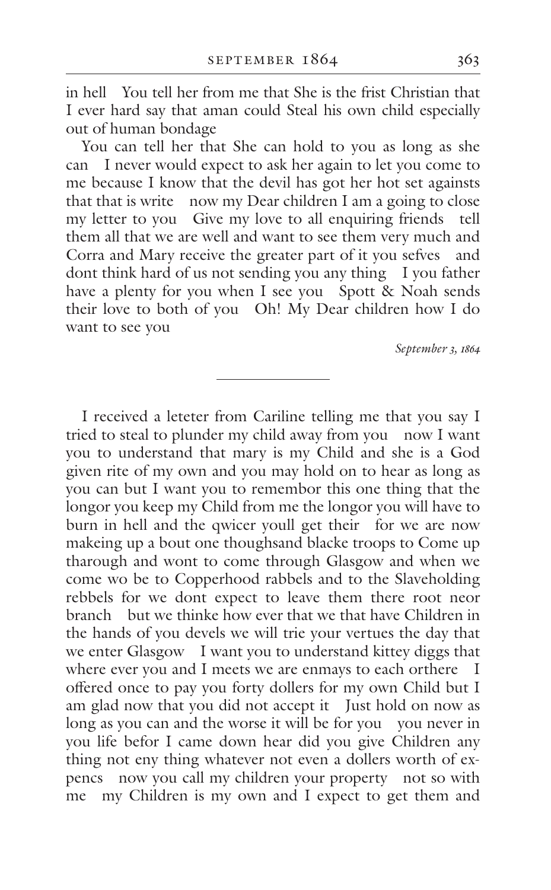in hell   You tell her from me that She is the frist Christian that I ever hard say that aman could Steal his own child especially out of human bondage

You can tell her that She can hold to you as long as she can   I never would expect to ask her again to let you come to me because I know that the devil has got her hot set againsts that that is write   now my Dear children I am a going to close my letter to you   Give my love to all enquiring friends   tell them all that we are well and want to see them very much and Corra and Mary receive the greater part of it you sefves   and dont think hard of us not sending you any thing   I you father have a plenty for you when I see you   Spott & Noah sends their love to both of you   Oh! My Dear children how I do want to see you

*September 3, 1864*

---

I received a leteter from Cariline telling me that you say I tried to steal to plunder my child away from you   now I want you to understand that mary is my Child and she is a God given rite of my own and you may hold on to hear as long as you can but I want you to remembor this one thing that the longor you keep my Child from me the longor you will have to burn in hell and the qwicer youll get their   for we are now makeing up a bout one thoughsand blacke troops to Come up tharough and wont to come through Glasgow and when we come wo be to Copperhood rabbels and to the Slaveholding rebbels for we dont expect to leave them there root neor branch   but we thinke how ever that we that have Children in the hands of you devels we will trie your vertues the day that we enter Glasgow   I want you to understand kittey diggs that where ever you and I meets we are enmays to each orthere   I offered once to pay you forty dollers for my own Child but I am glad now that you did not accept it   Just hold on now as long as you can and the worse it will be for you   you never in you life befor I came down hear did you give Children any thing not eny thing whatever not even a dollers worth of expencs   now you call my children your property   not so with me   my Children is my own and I expect to get them and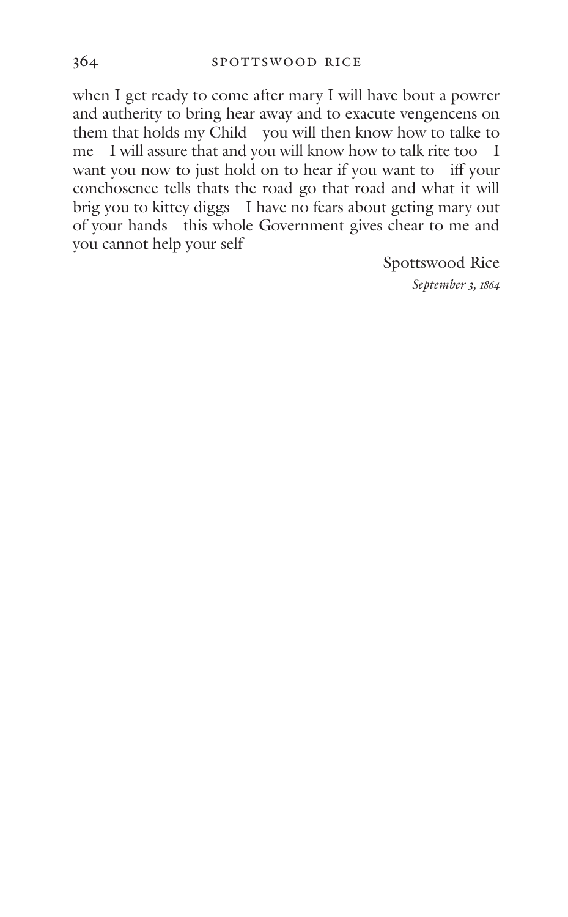when I get ready to come after mary I will have bout a powrer and autherity to bring hear away and to exacute vengencens on them that holds my Child   you will then know how to talke to me   I will assure that and you will know how to talk rite too   I want you now to just hold on to hear if you want to   iff your conchosence tells thats the road go that road and what it will brig you to kittey diggs   I have no fears about geting mary out of your hands   this whole Government gives chear to me and you cannot help your self

Spottswood Rice

*September 3, 1864*